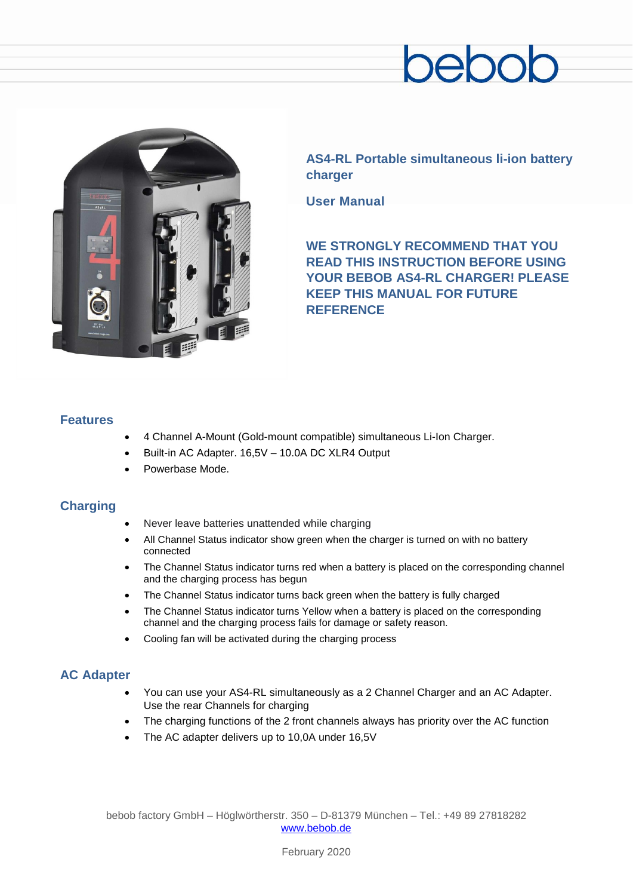bebob

# AS4-RL Portable simultaneous li-ion battery charger

## User Manual

**WE STRONGLY RECOMMEND THAT YOU READ THIS INSTRUCTION BEFORE USING YOUR BEBOB AS4-RL CHARGER! PLEASE KEEP THIS MANUAL FOR FUTURE REFERENCE**

## Features

- 4 Channel A-Mount (Gold-mount compatible) simultaneous Li-Ion Charger.
- Built-in AC Adapter. 16,5V – 10.0A DC XLR4 Output
- Powerbase Mode.

## Charging

- Never leave batteries unattended while charging
- All Channel Status indicator show green when the charger is turned on with no battery connected
- The Channel Status indicator turns red when a battery is placed on the corresponding channel and the charging process has begun
- The Channel Status indicator turns back green when the battery is fully charged
- The Channel Status indicator turns Yellow when a battery is placed on the corresponding channel and the charging process fails for damage or safety reason.
- Cooling fan will be activated during the charging process

## AC Adapter

- You can use your AS4-RL simultaneously as a 2 Channel Charger and an AC Adapter. Use the rear Channels for charging
- The charging functions of the 2 front channels always has priority over the AC function
- The AC adapter delivers up to 10,0A under 16,5V

bebob factory GmbH – Höglwörtherstr. 350 – D-81379 München – Tel.: +49 89 27818282
www.bebob.de

February 2020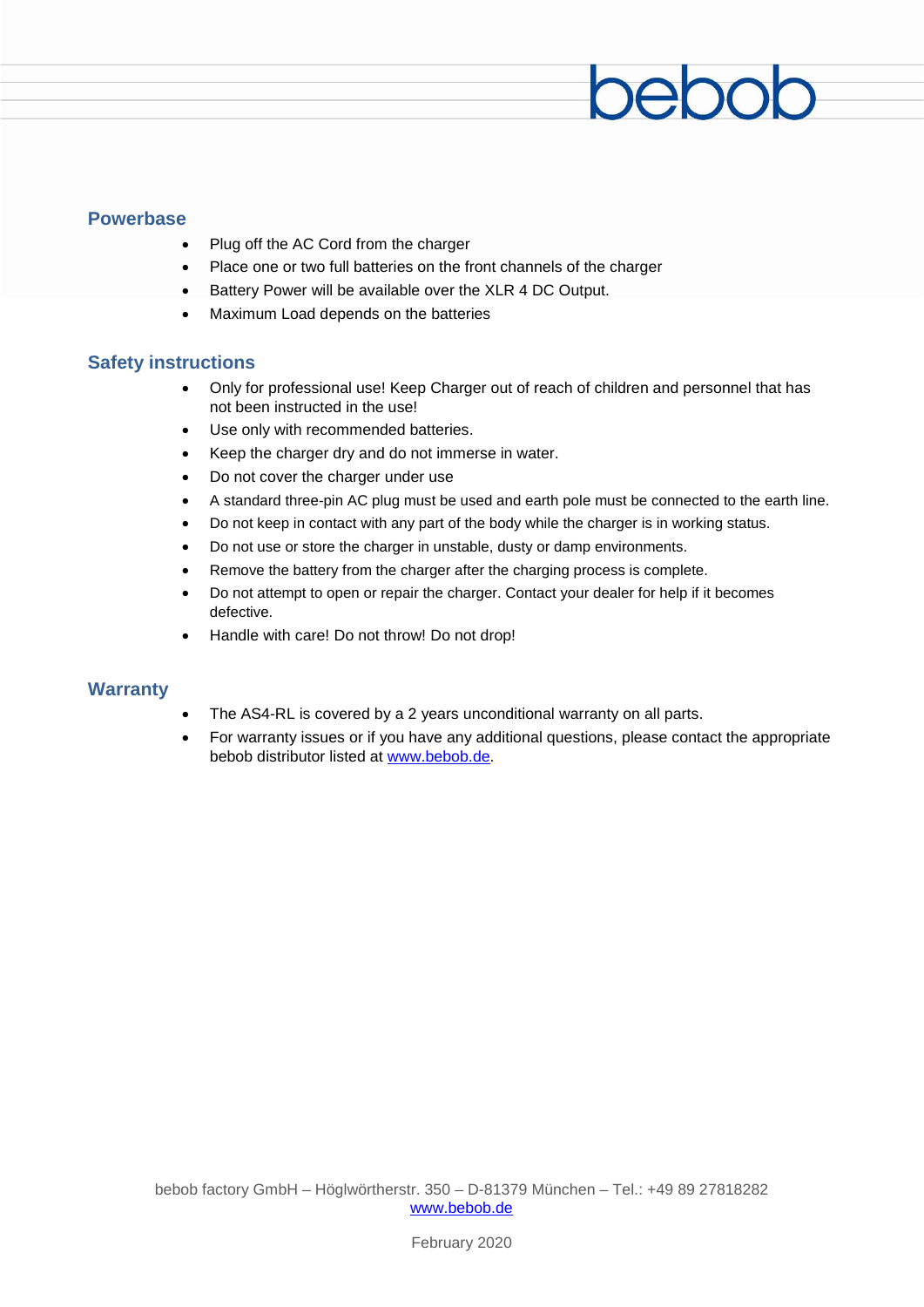## Powerbase

- Plug off the AC Cord from the charger
- Place one or two full batteries on the front channels of the charger
- Battery Power will be available over the XLR 4 DC Output.
- Maximum Load depends on the batteries

## Safety instructions

- Only for professional use! Keep Charger out of reach of children and personnel that has not been instructed in the use!
- Use only with recommended batteries.
- Keep the charger dry and do not immerse in water.
- Do not cover the charger under use
- A standard three-pin AC plug must be used and earth pole must be connected to the earth line.
- Do not keep in contact with any part of the body while the charger is in working status.
- Do not use or store the charger in unstable, dusty or damp environments.
- Remove the battery from the charger after the charging process is complete.
- Do not attempt to open or repair the charger. Contact your dealer for help if it becomes defective.
- Handle with care! Do not throw! Do not drop!

## Warranty

- The AS4-RL is covered by a 2 years unconditional warranty on all parts.
- For warranty issues or if you have any additional questions, please contact the appropriate bebob distributor listed at www.bebob.de.

bebob factory GmbH – Höglwörtherstr. 350 – D-81379 München – Tel.: +49 89 27818282
www.bebob.de

February 2020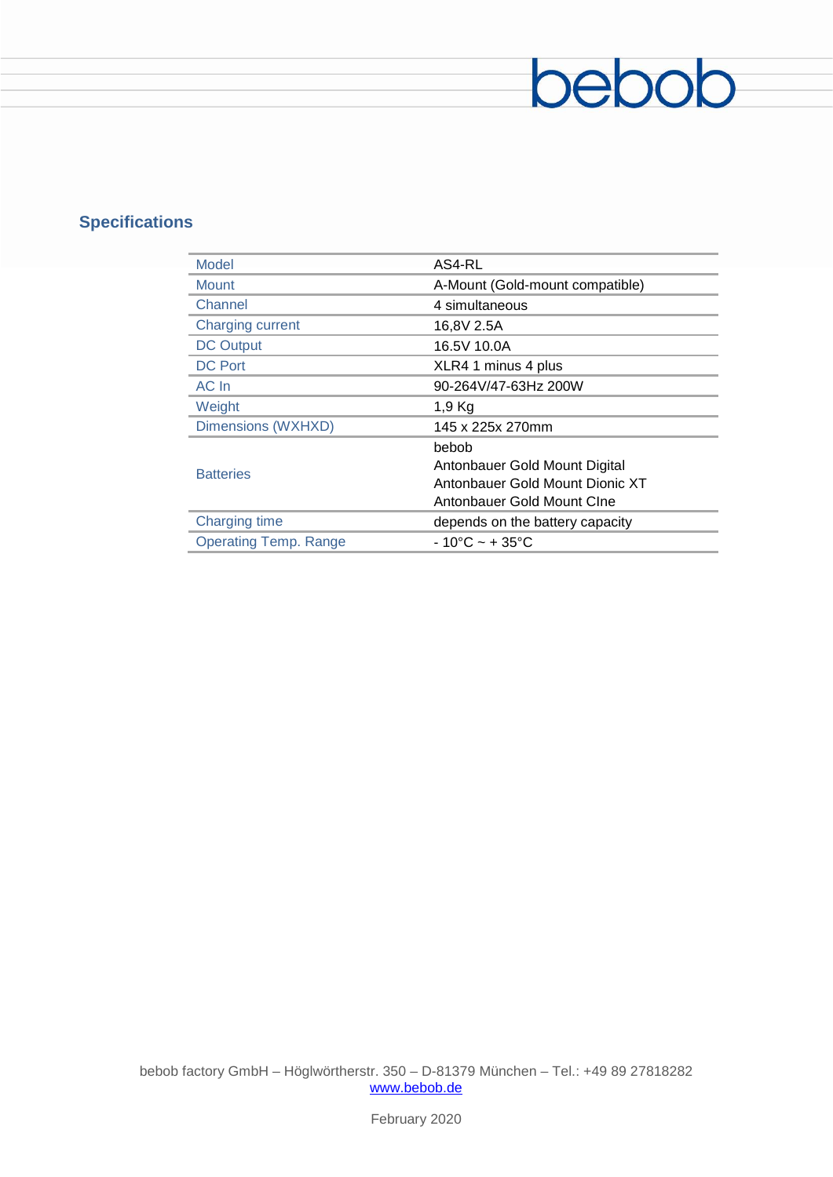## Specifications

| | |
|---|---|
| Model | AS4-RL |
| Mount | A-Mount (Gold-mount compatible) |
| Channel | 4 simultaneous |
| Charging current | 16,8V 2.5A |
| DC Output | 16.5V 10.0A |
| DC Port | XLR4 1 minus 4 plus |
| AC In | 90-264V/47-63Hz 200W |
| Weight | 1,9 Kg |
| Dimensions (WXHXD) | 145 x 225x 270mm |
| Batteries | bebob<br>Antonbauer Gold Mount Digital<br>Antonbauer Gold Mount Dionic XT<br>Antonbauer Gold Mount CIne |
| Charging time | depends on the battery capacity |
| Operating Temp. Range | - 10°C ~ + 35°C |

bebob factory GmbH – Höglwörtherstr. 350 – D-81379 München – Tel.: +49 89 27818282
www.bebob.de

February 2020